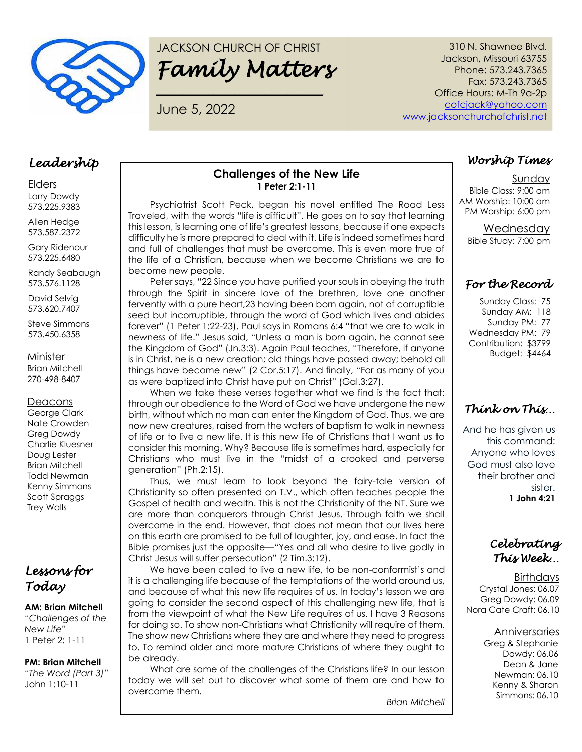JACKSON CHURCH OF CHRIST

# *Family Matters*

June 5, 2022

310 N. Shawnee Blvd.
Jackson, Missouri 63755
Phone: 573.243.7365
Fax: 573.243.7365
Office Hours: M-Th 9a-2p
cofcjack@yahoo.com
www.jacksonchurchofchrist.net

## *Leadership*

Elders
Larry Dowdy
573.225.9383

Allen Hedge
573.587.2372

Gary Ridenour
573.225.6480

Randy Seabaugh
573.576.1128

David Selvig
573.620.7407

Steve Simmons
573.450.6358

Minister
Brian Mitchell
270-498-8407

Deacons
George Clark
Nate Crowden
Greg Dowdy
Charlie Kluesner
Doug Lester
Brian Mitchell
Todd Newman
Kenny Simmons
Scott Spraggs
Trey Walls

## *Lessons for Today*

**AM: Brian Mitchell**
*"Challenges of the New Life"*
1 Peter 2: 1-11

**PM: Brian Mitchell**
*"The Word (Part 3)"*
John 1:10-11

## Challenges of the New Life
**1 Peter 2:1-11**

Psychiatrist Scott Peck, began his novel entitled The Road Less Traveled, with the words "life is difficult". He goes on to say that learning this lesson, is learning one of life's greatest lessons, because if one expects difficulty he is more prepared to deal with it. Life is indeed sometimes hard and full of challenges that must be overcome. This is even more true of the life of a Christian, because when we become Christians we are to become new people.

Peter says, "22 Since you have purified your souls in obeying the truth through the Spirit in sincere love of the brethren, love one another fervently with a pure heart,23 having been born again, not of corruptible seed but incorruptible, through the word of God which lives and abides forever" (1 Peter 1:22-23). Paul says in Romans 6:4 "that we are to walk in newness of life." Jesus said, "Unless a man is born again, he cannot see the Kingdom of God" (Jn.3:3). Again Paul teaches, "Therefore, if anyone is in Christ, he is a new creation; old things have passed away; behold all things have become new" (2 Cor.5:17). And finally, "For as many of you as were baptized into Christ have put on Christ" (Gal.3:27).

When we take these verses together what we find is the fact that: through our obedience to the Word of God we have undergone the new birth, without which no man can enter the Kingdom of God. Thus, we are now new creatures, raised from the waters of baptism to walk in newness of life or to live a new life. It is this new life of Christians that I want us to consider this morning. Why? Because life is sometimes hard, especially for Christians who must live in the "midst of a crooked and perverse generation" (Ph.2:15).

Thus, we must learn to look beyond the fairy-tale version of Christianity so often presented on T.V., which often teaches people the Gospel of health and wealth. This is not the Christianity of the NT. Sure we are more than conquerors through Christ Jesus. Through faith we shall overcome in the end. However, that does not mean that our lives here on this earth are promised to be full of laughter, joy, and ease. In fact the Bible promises just the opposite—"Yes and all who desire to live godly in Christ Jesus will suffer persecution" (2 Tim.3:12).

We have been called to live a new life, to be non-conformist's and it is a challenging life because of the temptations of the world around us, and because of what this new life requires of us. In today's lesson we are going to consider the second aspect of this challenging new life, that is from the viewpoint of what the New Life requires of us. I have 3 Reasons for doing so. To show non-Christians what Christianity will require of them. The show new Christians where they are and where they need to progress to. To remind older and more mature Christians of where they ought to be already.

What are some of the challenges of the Christians life? In our lesson today we will set out to discover what some of them are and how to overcome them.

*Brian Mitchell*

## *Worship Times*

Sunday
Bible Class: 9:00 am
AM Worship: 10:00 am
PM Worship: 6:00 pm

Wednesday
Bible Study: 7:00 pm

## *For the Record*

Sunday Class: 75
Sunday AM: 118
Sunday PM: 77
Wednesday PM: 79
Contribution: $3799
Budget: $4464

## *Think on This…*

And he has given us this command: Anyone who loves God must also love their brother and sister.
**1 John 4:21**

## *Celebrating This Week…*

Birthdays
Crystal Jones: 06.07
Greg Dowdy: 06.09
Nora Cate Craft: 06.10

Anniversaries
Greg & Stephanie Dowdy: 06.06
Dean & Jane Newman: 06.10
Kenny & Sharon Simmons: 06.10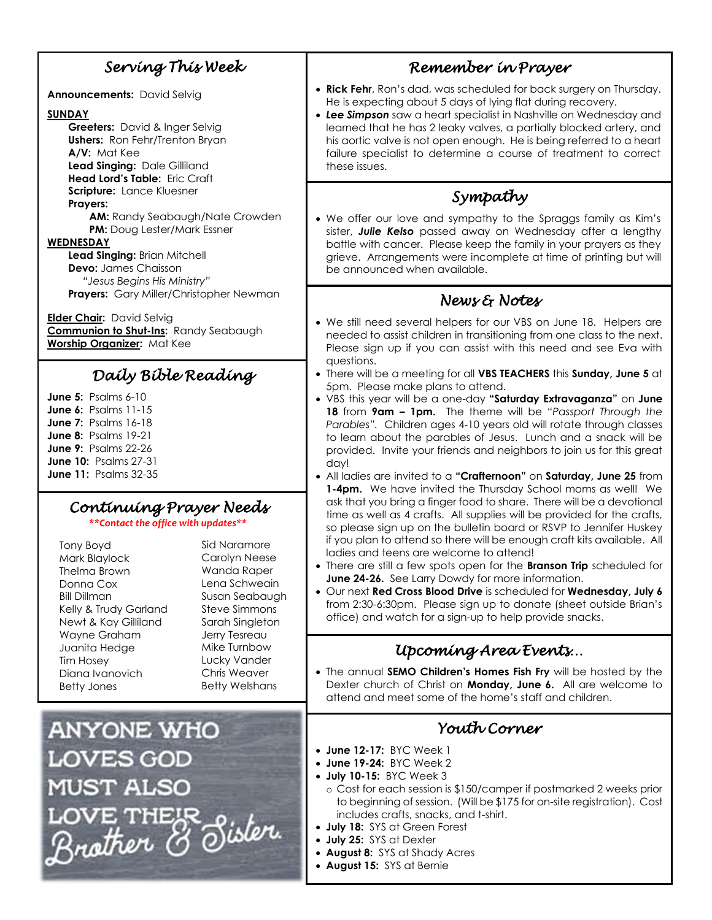## Serving This Week

**Announcements:** David Selvig

**SUNDAY**

**Greeters:** David & Inger Selvig
**Ushers:** Ron Fehr/Trenton Bryan
**A/V:** Mat Kee
**Lead Singing:** Dale Gilliland
**Head Lord's Table:** Eric Craft
**Scripture:** Lance Kluesner
**Prayers:**
**AM:** Randy Seabaugh/Nate Crowden
**PM:** Doug Lester/Mark Essner

**WEDNESDAY**

**Lead Singing:** Brian Mitchell
**Devo:** James Chaisson
*"Jesus Begins His Ministry"*
**Prayers:** Gary Miller/Christopher Newman

**Elder Chair:** David Selvig
**Communion to Shut-Ins:** Randy Seabaugh
**Worship Organizer:** Mat Kee

## Daily Bible Reading

**June 5:** Psalms 6-10
**June 6:** Psalms 11-15
**June 7:** Psalms 16-18
**June 8:** Psalms 19-21
**June 9:** Psalms 22-26
**June 10:** Psalms 27-31
**June 11:** Psalms 32-35

## Continuing Prayer Needs

***\*\*Contact the office with updates\*\****

| | |
|---|---|
| Tony Boyd | Sid Naramore |
| Mark Blaylock | Carolyn Neese |
| Thelma Brown | Wanda Raper |
| Donna Cox | Lena Schweain |
| Bill Dillman | Susan Seabaugh |
| Kelly & Trudy Garland | Steve Simmons |
| Newt & Kay Gilliland | Sarah Singleton |
| Wayne Graham | Jerry Tesreau |
| Juanita Hedge | Mike Turnbow |
| Tim Hosey | Lucky Vander |
| Diana Ivanovich | Chris Weaver |
| Betty Jones | Betty Welshans |

ANYONE WHO LOVES GOD MUST ALSO LOVE THEIR Brother & Sister.

## Remember in Prayer

- **Rick Fehr**, Ron's dad, was scheduled for back surgery on Thursday. He is expecting about 5 days of lying flat during recovery.
- ***Lee Simpson*** saw a heart specialist in Nashville on Wednesday and learned that he has 2 leaky valves, a partially blocked artery, and his aortic valve is not open enough. He is being referred to a heart failure specialist to determine a course of treatment to correct these issues.

## Sympathy

- We offer our love and sympathy to the Spraggs family as Kim's sister, ***Julie Kelso*** passed away on Wednesday after a lengthy battle with cancer. Please keep the family in your prayers as they grieve. Arrangements were incomplete at time of printing but will be announced when available.

## News & Notes

- We still need several helpers for our VBS on June 18. Helpers are needed to assist children in transitioning from one class to the next. Please sign up if you can assist with this need and see Eva with questions.
- There will be a meeting for all **VBS TEACHERS** this **Sunday, June 5** at 5pm. Please make plans to attend.
- VBS this year will be a one-day **"Saturday Extravaganza"** on **June 18** from **9am – 1pm.** The theme will be *"Passport Through the Parables"*. Children ages 4-10 years old will rotate through classes to learn about the parables of Jesus. Lunch and a snack will be provided. Invite your friends and neighbors to join us for this great day!
- All ladies are invited to a **"Crafternoon"** on **Saturday, June 25** from **1-4pm.** We have invited the Thursday School moms as well! We ask that you bring a finger food to share. There will be a devotional time as well as 4 crafts. All supplies will be provided for the crafts, so please sign up on the bulletin board or RSVP to Jennifer Huskey if you plan to attend so there will be enough craft kits available. All ladies and teens are welcome to attend!
- There are still a few spots open for the **Branson Trip** scheduled for **June 24-26.** See Larry Dowdy for more information.
- Our next **Red Cross Blood Drive** is scheduled for **Wednesday, July 6** from 2:30-6:30pm. Please sign up to donate (sheet outside Brian's office) and watch for a sign-up to help provide snacks.

## Upcoming Area Events…

- The annual **SEMO Children's Homes Fish Fry** will be hosted by the Dexter church of Christ on **Monday, June 6.** All are welcome to attend and meet some of the home's staff and children.

## Youth Corner

- **June 12-17:** BYC Week 1
- **June 19-24:** BYC Week 2
- **July 10-15:** BYC Week 3
  - Cost for each session is $150/camper if postmarked 2 weeks prior to beginning of session. (Will be $175 for on-site registration). Cost includes crafts, snacks, and t-shirt.
- **July 18:** SYS at Green Forest
- **July 25:** SYS at Dexter
- **August 8:** SYS at Shady Acres
- **August 15:** SYS at Bernie